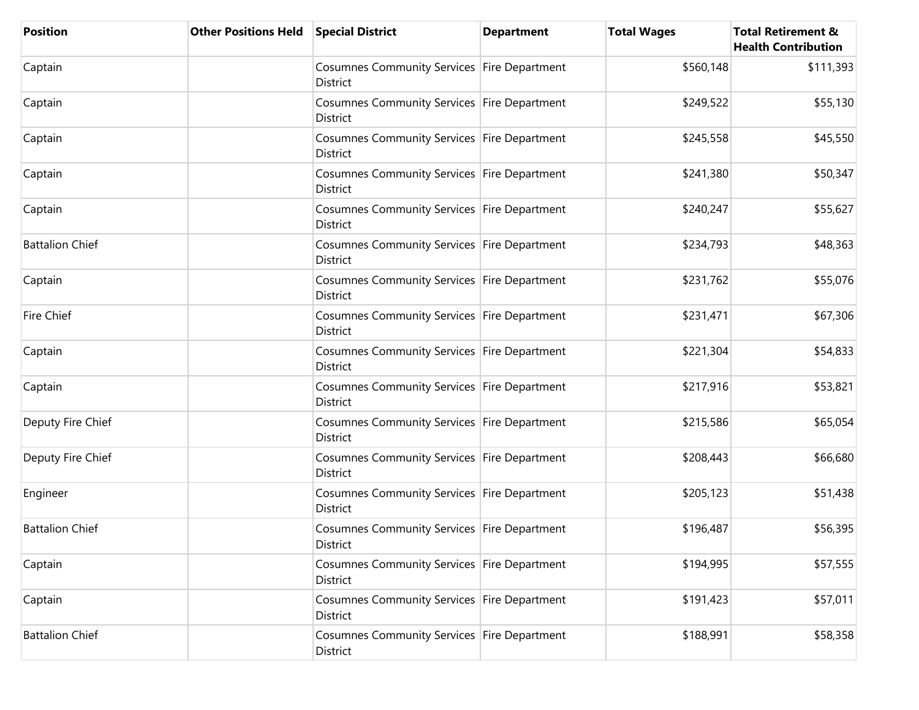| Position | Other Positions Held | Special District | Department | Total Wages | Total Retirement & Health Contribution |
|---|---|---|---|---|---|
| Captain | | Cosumnes Community Services District | Fire Department | $560,148 | $111,393 |
| Captain | | Cosumnes Community Services District | Fire Department | $249,522 | $55,130 |
| Captain | | Cosumnes Community Services District | Fire Department | $245,558 | $45,550 |
| Captain | | Cosumnes Community Services District | Fire Department | $241,380 | $50,347 |
| Captain | | Cosumnes Community Services District | Fire Department | $240,247 | $55,627 |
| Battalion Chief | | Cosumnes Community Services District | Fire Department | $234,793 | $48,363 |
| Captain | | Cosumnes Community Services District | Fire Department | $231,762 | $55,076 |
| Fire Chief | | Cosumnes Community Services District | Fire Department | $231,471 | $67,306 |
| Captain | | Cosumnes Community Services District | Fire Department | $221,304 | $54,833 |
| Captain | | Cosumnes Community Services District | Fire Department | $217,916 | $53,821 |
| Deputy Fire Chief | | Cosumnes Community Services District | Fire Department | $215,586 | $65,054 |
| Deputy Fire Chief | | Cosumnes Community Services District | Fire Department | $208,443 | $66,680 |
| Engineer | | Cosumnes Community Services District | Fire Department | $205,123 | $51,438 |
| Battalion Chief | | Cosumnes Community Services District | Fire Department | $196,487 | $56,395 |
| Captain | | Cosumnes Community Services District | Fire Department | $194,995 | $57,555 |
| Captain | | Cosumnes Community Services District | Fire Department | $191,423 | $57,011 |
| Battalion Chief | | Cosumnes Community Services District | Fire Department | $188,991 | $58,358 |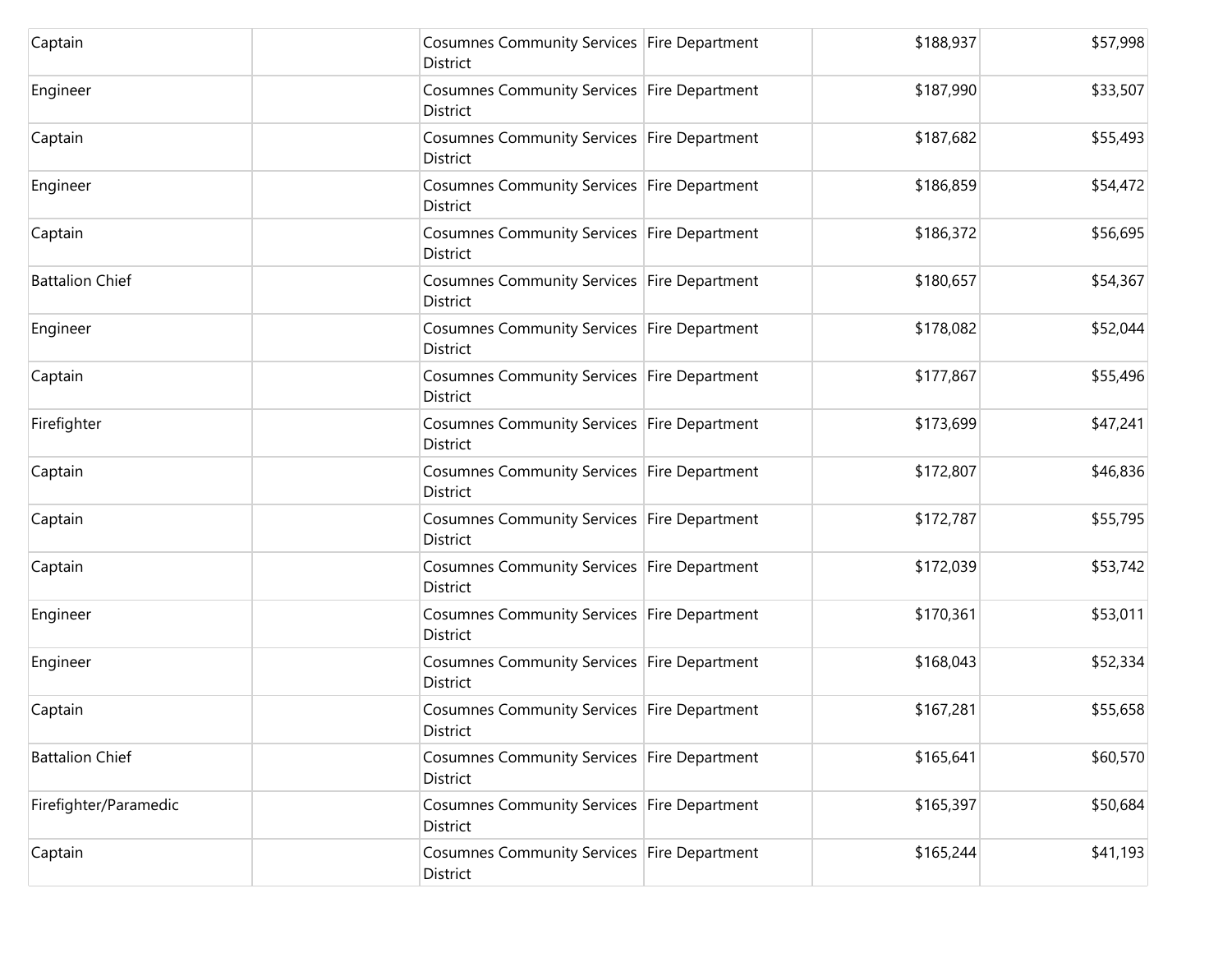| | | | | | |
|---|---|---|---|---|---|
| Captain | | Cosumnes Community Services District | Fire Department | $188,937 | $57,998 |
| Engineer | | Cosumnes Community Services District | Fire Department | $187,990 | $33,507 |
| Captain | | Cosumnes Community Services District | Fire Department | $187,682 | $55,493 |
| Engineer | | Cosumnes Community Services District | Fire Department | $186,859 | $54,472 |
| Captain | | Cosumnes Community Services District | Fire Department | $186,372 | $56,695 |
| Battalion Chief | | Cosumnes Community Services District | Fire Department | $180,657 | $54,367 |
| Engineer | | Cosumnes Community Services District | Fire Department | $178,082 | $52,044 |
| Captain | | Cosumnes Community Services District | Fire Department | $177,867 | $55,496 |
| Firefighter | | Cosumnes Community Services District | Fire Department | $173,699 | $47,241 |
| Captain | | Cosumnes Community Services District | Fire Department | $172,807 | $46,836 |
| Captain | | Cosumnes Community Services District | Fire Department | $172,787 | $55,795 |
| Captain | | Cosumnes Community Services District | Fire Department | $172,039 | $53,742 |
| Engineer | | Cosumnes Community Services District | Fire Department | $170,361 | $53,011 |
| Engineer | | Cosumnes Community Services District | Fire Department | $168,043 | $52,334 |
| Captain | | Cosumnes Community Services District | Fire Department | $167,281 | $55,658 |
| Battalion Chief | | Cosumnes Community Services District | Fire Department | $165,641 | $60,570 |
| Firefighter/Paramedic | | Cosumnes Community Services District | Fire Department | $165,397 | $50,684 |
| Captain | | Cosumnes Community Services District | Fire Department | $165,244 | $41,193 |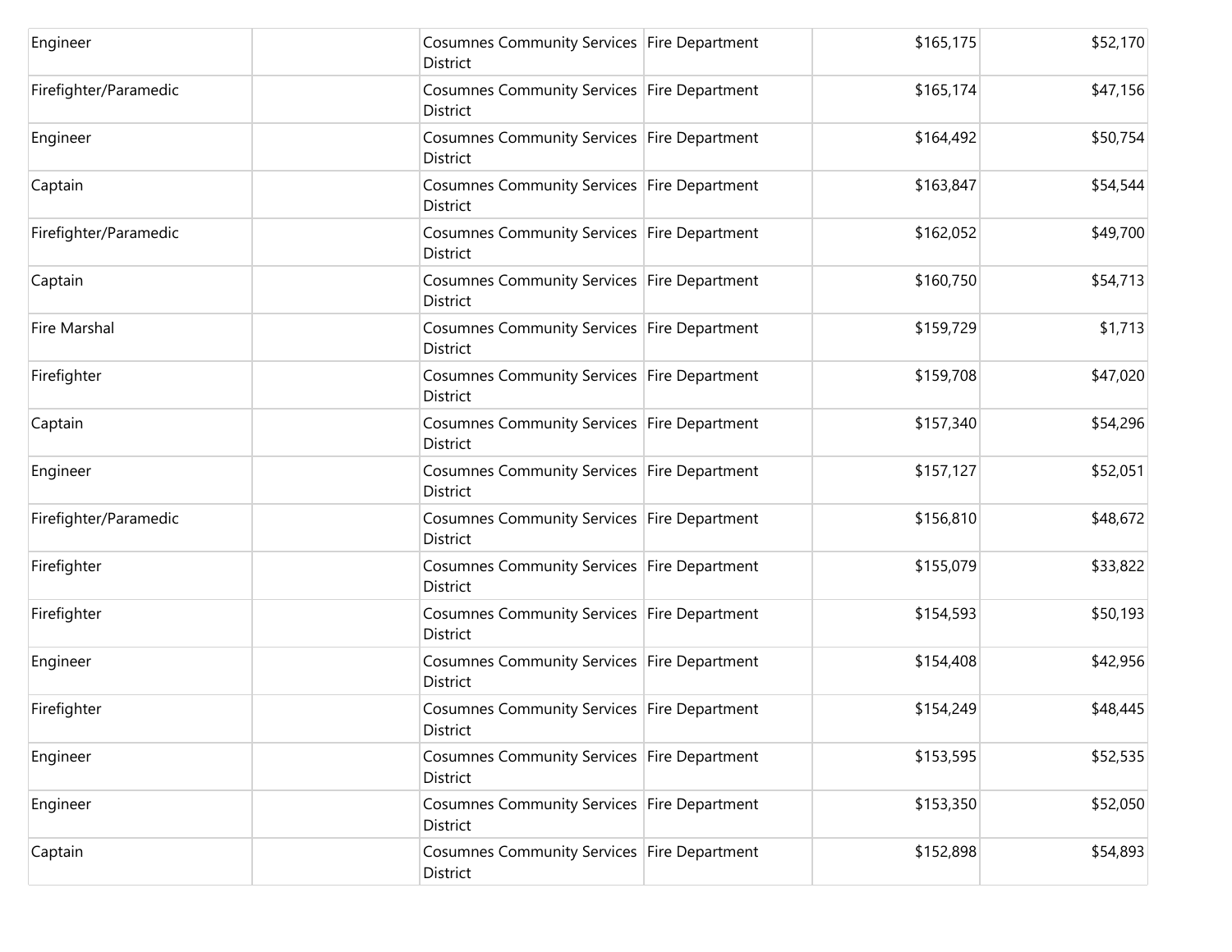| | | | | | |
|---|---|---|---|---|---|
| Engineer | | Cosumnes Community Services District | Fire Department | $165,175 | $52,170 |
| Firefighter/Paramedic | | Cosumnes Community Services District | Fire Department | $165,174 | $47,156 |
| Engineer | | Cosumnes Community Services District | Fire Department | $164,492 | $50,754 |
| Captain | | Cosumnes Community Services District | Fire Department | $163,847 | $54,544 |
| Firefighter/Paramedic | | Cosumnes Community Services District | Fire Department | $162,052 | $49,700 |
| Captain | | Cosumnes Community Services District | Fire Department | $160,750 | $54,713 |
| Fire Marshal | | Cosumnes Community Services District | Fire Department | $159,729 | $1,713 |
| Firefighter | | Cosumnes Community Services District | Fire Department | $159,708 | $47,020 |
| Captain | | Cosumnes Community Services District | Fire Department | $157,340 | $54,296 |
| Engineer | | Cosumnes Community Services District | Fire Department | $157,127 | $52,051 |
| Firefighter/Paramedic | | Cosumnes Community Services District | Fire Department | $156,810 | $48,672 |
| Firefighter | | Cosumnes Community Services District | Fire Department | $155,079 | $33,822 |
| Firefighter | | Cosumnes Community Services District | Fire Department | $154,593 | $50,193 |
| Engineer | | Cosumnes Community Services District | Fire Department | $154,408 | $42,956 |
| Firefighter | | Cosumnes Community Services District | Fire Department | $154,249 | $48,445 |
| Engineer | | Cosumnes Community Services District | Fire Department | $153,595 | $52,535 |
| Engineer | | Cosumnes Community Services District | Fire Department | $153,350 | $52,050 |
| Captain | | Cosumnes Community Services District | Fire Department | $152,898 | $54,893 |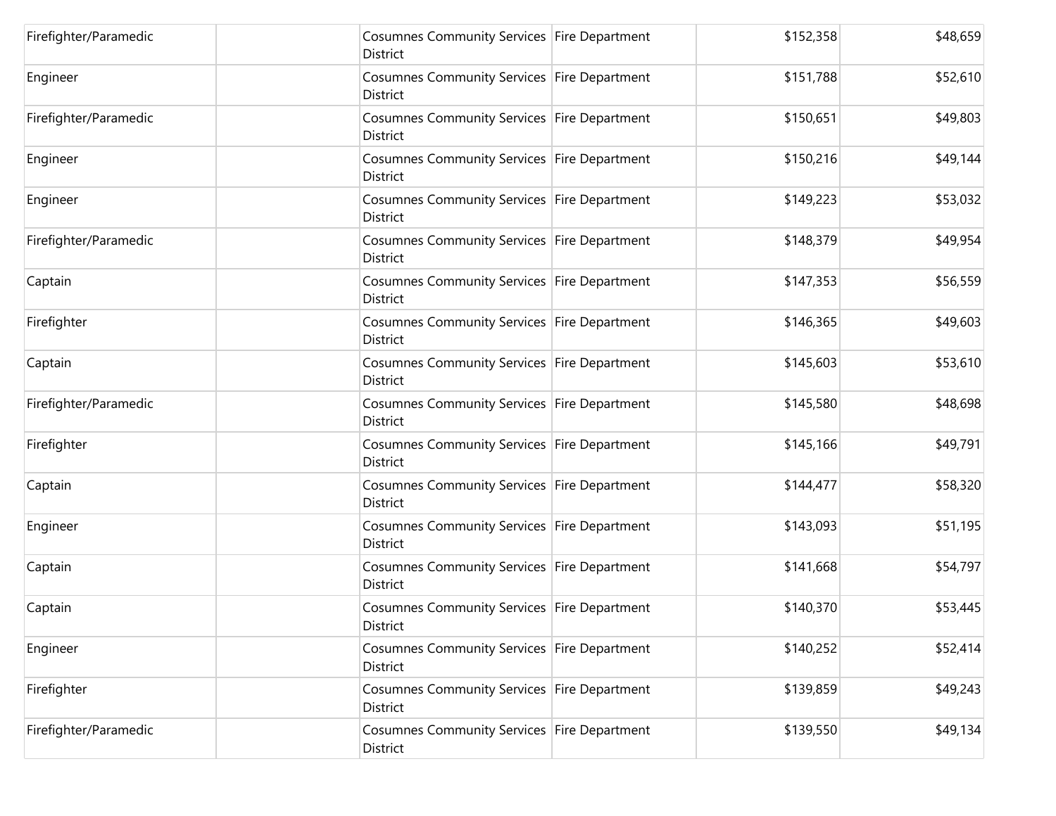| | | | | | |
|---|---|---|---|---|---|
| Firefighter/Paramedic | | Cosumnes Community Services District | Fire Department | $152,358 | $48,659 |
| Engineer | | Cosumnes Community Services District | Fire Department | $151,788 | $52,610 |
| Firefighter/Paramedic | | Cosumnes Community Services District | Fire Department | $150,651 | $49,803 |
| Engineer | | Cosumnes Community Services District | Fire Department | $150,216 | $49,144 |
| Engineer | | Cosumnes Community Services District | Fire Department | $149,223 | $53,032 |
| Firefighter/Paramedic | | Cosumnes Community Services District | Fire Department | $148,379 | $49,954 |
| Captain | | Cosumnes Community Services District | Fire Department | $147,353 | $56,559 |
| Firefighter | | Cosumnes Community Services District | Fire Department | $146,365 | $49,603 |
| Captain | | Cosumnes Community Services District | Fire Department | $145,603 | $53,610 |
| Firefighter/Paramedic | | Cosumnes Community Services District | Fire Department | $145,580 | $48,698 |
| Firefighter | | Cosumnes Community Services District | Fire Department | $145,166 | $49,791 |
| Captain | | Cosumnes Community Services District | Fire Department | $144,477 | $58,320 |
| Engineer | | Cosumnes Community Services District | Fire Department | $143,093 | $51,195 |
| Captain | | Cosumnes Community Services District | Fire Department | $141,668 | $54,797 |
| Captain | | Cosumnes Community Services District | Fire Department | $140,370 | $53,445 |
| Engineer | | Cosumnes Community Services District | Fire Department | $140,252 | $52,414 |
| Firefighter | | Cosumnes Community Services District | Fire Department | $139,859 | $49,243 |
| Firefighter/Paramedic | | Cosumnes Community Services District | Fire Department | $139,550 | $49,134 |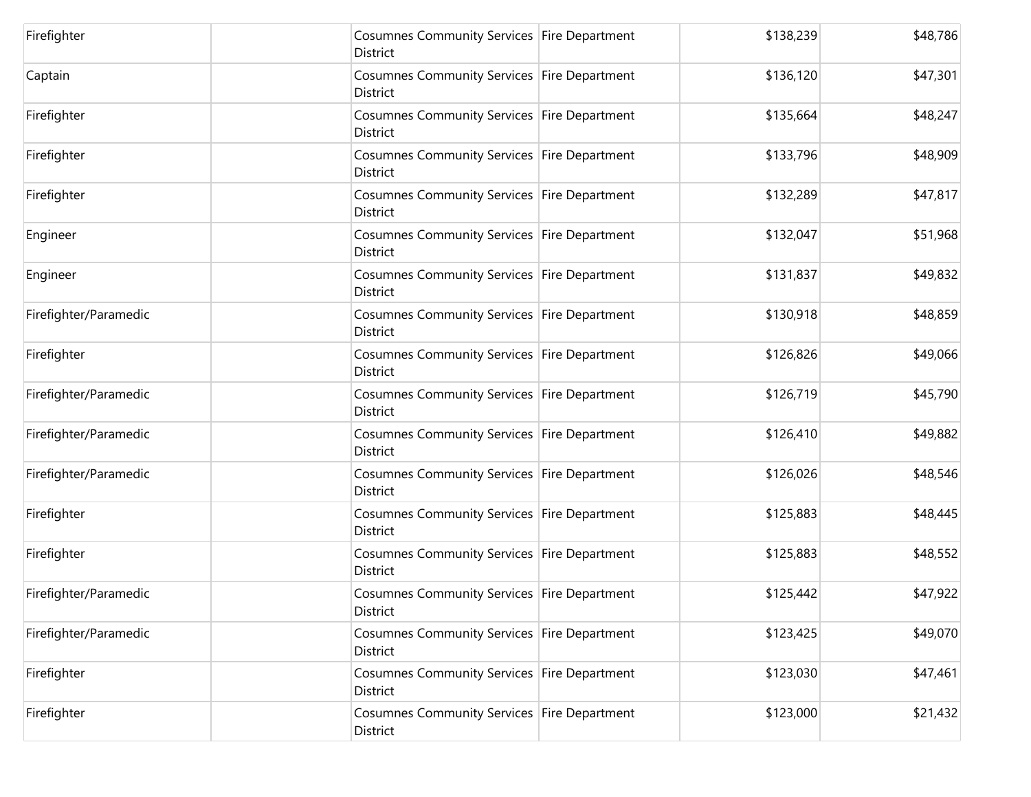| | | | | | |
|---|---|---|---|---|---|
| Firefighter | | Cosumnes Community Services District | Fire Department | $138,239 | $48,786 |
| Captain | | Cosumnes Community Services District | Fire Department | $136,120 | $47,301 |
| Firefighter | | Cosumnes Community Services District | Fire Department | $135,664 | $48,247 |
| Firefighter | | Cosumnes Community Services District | Fire Department | $133,796 | $48,909 |
| Firefighter | | Cosumnes Community Services District | Fire Department | $132,289 | $47,817 |
| Engineer | | Cosumnes Community Services District | Fire Department | $132,047 | $51,968 |
| Engineer | | Cosumnes Community Services District | Fire Department | $131,837 | $49,832 |
| Firefighter/Paramedic | | Cosumnes Community Services District | Fire Department | $130,918 | $48,859 |
| Firefighter | | Cosumnes Community Services District | Fire Department | $126,826 | $49,066 |
| Firefighter/Paramedic | | Cosumnes Community Services District | Fire Department | $126,719 | $45,790 |
| Firefighter/Paramedic | | Cosumnes Community Services District | Fire Department | $126,410 | $49,882 |
| Firefighter/Paramedic | | Cosumnes Community Services District | Fire Department | $126,026 | $48,546 |
| Firefighter | | Cosumnes Community Services District | Fire Department | $125,883 | $48,445 |
| Firefighter | | Cosumnes Community Services District | Fire Department | $125,883 | $48,552 |
| Firefighter/Paramedic | | Cosumnes Community Services District | Fire Department | $125,442 | $47,922 |
| Firefighter/Paramedic | | Cosumnes Community Services District | Fire Department | $123,425 | $49,070 |
| Firefighter | | Cosumnes Community Services District | Fire Department | $123,030 | $47,461 |
| Firefighter | | Cosumnes Community Services District | Fire Department | $123,000 | $21,432 |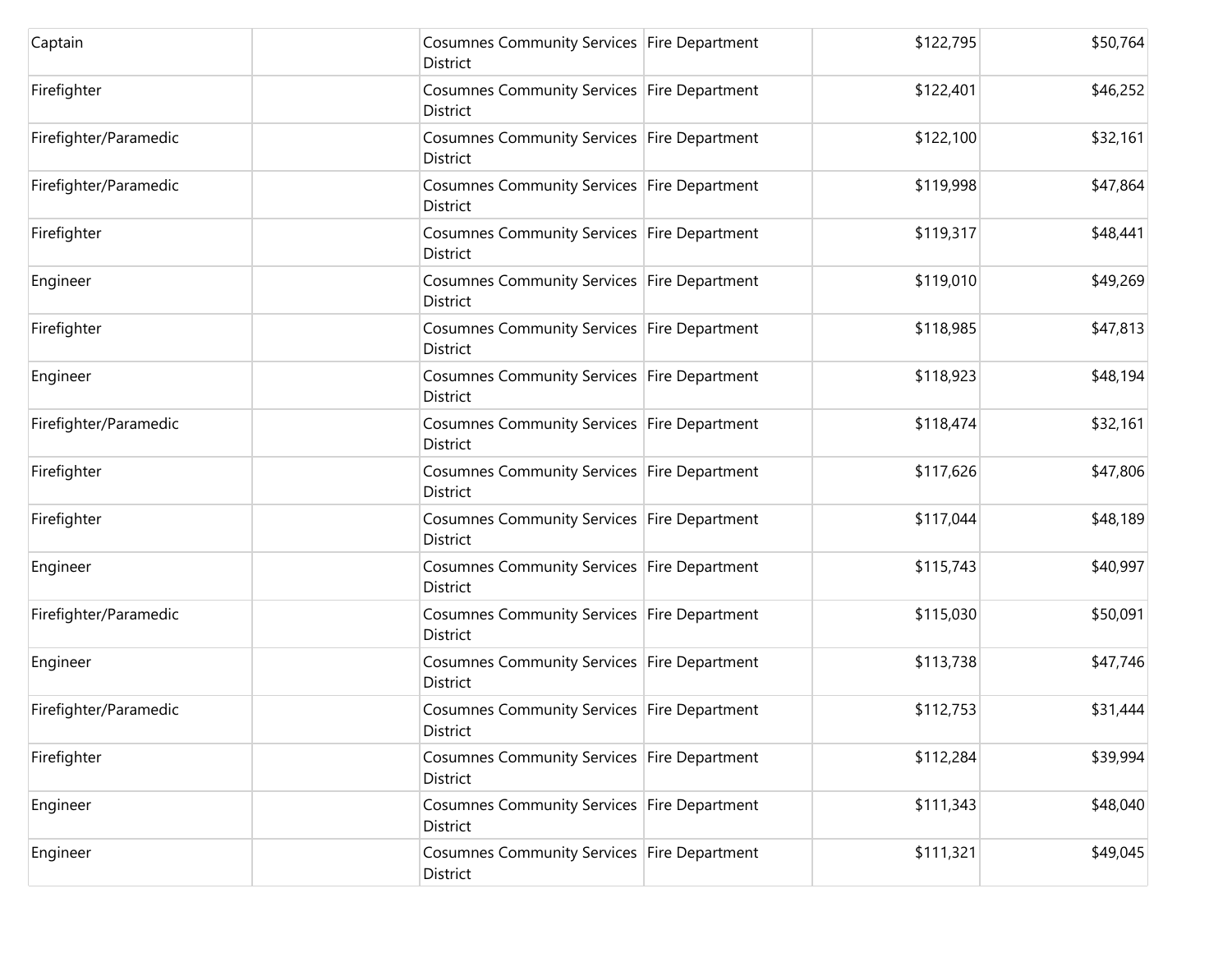| | | | | | |
|---|---|---|---|---|---|
| Captain | | Cosumnes Community Services District | Fire Department | $122,795 | $50,764 |
| Firefighter | | Cosumnes Community Services District | Fire Department | $122,401 | $46,252 |
| Firefighter/Paramedic | | Cosumnes Community Services District | Fire Department | $122,100 | $32,161 |
| Firefighter/Paramedic | | Cosumnes Community Services District | Fire Department | $119,998 | $47,864 |
| Firefighter | | Cosumnes Community Services District | Fire Department | $119,317 | $48,441 |
| Engineer | | Cosumnes Community Services District | Fire Department | $119,010 | $49,269 |
| Firefighter | | Cosumnes Community Services District | Fire Department | $118,985 | $47,813 |
| Engineer | | Cosumnes Community Services District | Fire Department | $118,923 | $48,194 |
| Firefighter/Paramedic | | Cosumnes Community Services District | Fire Department | $118,474 | $32,161 |
| Firefighter | | Cosumnes Community Services District | Fire Department | $117,626 | $47,806 |
| Firefighter | | Cosumnes Community Services District | Fire Department | $117,044 | $48,189 |
| Engineer | | Cosumnes Community Services District | Fire Department | $115,743 | $40,997 |
| Firefighter/Paramedic | | Cosumnes Community Services District | Fire Department | $115,030 | $50,091 |
| Engineer | | Cosumnes Community Services District | Fire Department | $113,738 | $47,746 |
| Firefighter/Paramedic | | Cosumnes Community Services District | Fire Department | $112,753 | $31,444 |
| Firefighter | | Cosumnes Community Services District | Fire Department | $112,284 | $39,994 |
| Engineer | | Cosumnes Community Services District | Fire Department | $111,343 | $48,040 |
| Engineer | | Cosumnes Community Services District | Fire Department | $111,321 | $49,045 |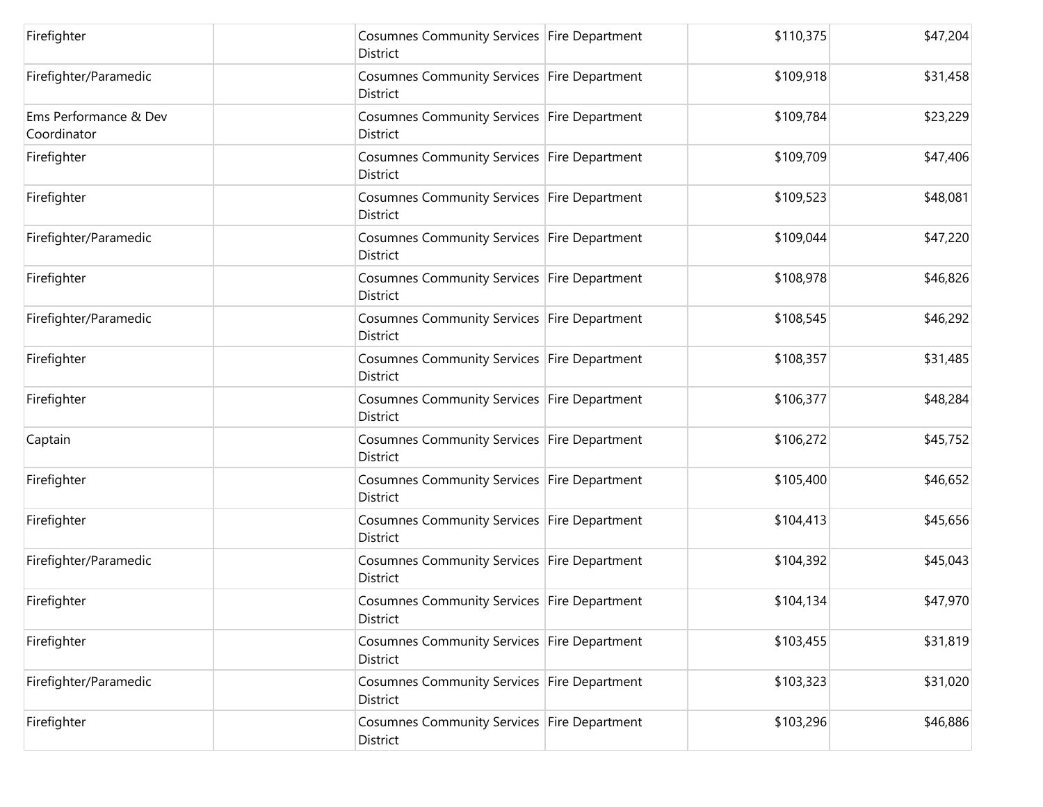| | | | | | |
|---|---|---|---|---|---|
| Firefighter | | Cosumnes Community Services District | Fire Department | $110,375 | $47,204 |
| Firefighter/Paramedic | | Cosumnes Community Services District | Fire Department | $109,918 | $31,458 |
| Ems Performance & Dev Coordinator | | Cosumnes Community Services District | Fire Department | $109,784 | $23,229 |
| Firefighter | | Cosumnes Community Services District | Fire Department | $109,709 | $47,406 |
| Firefighter | | Cosumnes Community Services District | Fire Department | $109,523 | $48,081 |
| Firefighter/Paramedic | | Cosumnes Community Services District | Fire Department | $109,044 | $47,220 |
| Firefighter | | Cosumnes Community Services District | Fire Department | $108,978 | $46,826 |
| Firefighter/Paramedic | | Cosumnes Community Services District | Fire Department | $108,545 | $46,292 |
| Firefighter | | Cosumnes Community Services District | Fire Department | $108,357 | $31,485 |
| Firefighter | | Cosumnes Community Services District | Fire Department | $106,377 | $48,284 |
| Captain | | Cosumnes Community Services District | Fire Department | $106,272 | $45,752 |
| Firefighter | | Cosumnes Community Services District | Fire Department | $105,400 | $46,652 |
| Firefighter | | Cosumnes Community Services District | Fire Department | $104,413 | $45,656 |
| Firefighter/Paramedic | | Cosumnes Community Services District | Fire Department | $104,392 | $45,043 |
| Firefighter | | Cosumnes Community Services District | Fire Department | $104,134 | $47,970 |
| Firefighter | | Cosumnes Community Services District | Fire Department | $103,455 | $31,819 |
| Firefighter/Paramedic | | Cosumnes Community Services District | Fire Department | $103,323 | $31,020 |
| Firefighter | | Cosumnes Community Services District | Fire Department | $103,296 | $46,886 |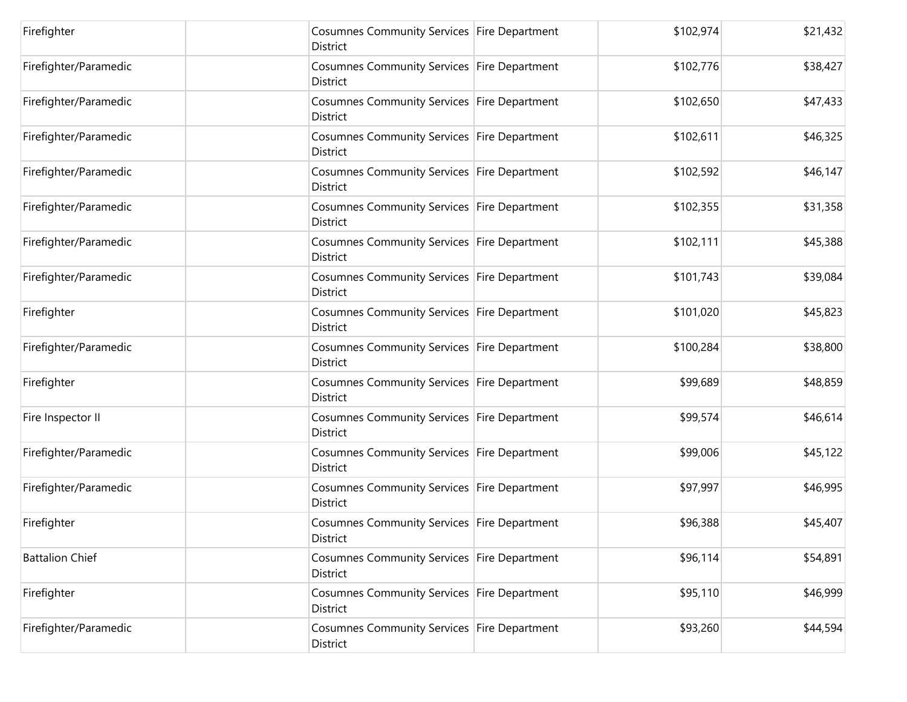| | | | | | |
|---|---|---|---|---|---|
| Firefighter | | Cosumnes Community Services District | Fire Department | $102,974 | $21,432 |
| Firefighter/Paramedic | | Cosumnes Community Services District | Fire Department | $102,776 | $38,427 |
| Firefighter/Paramedic | | Cosumnes Community Services District | Fire Department | $102,650 | $47,433 |
| Firefighter/Paramedic | | Cosumnes Community Services District | Fire Department | $102,611 | $46,325 |
| Firefighter/Paramedic | | Cosumnes Community Services District | Fire Department | $102,592 | $46,147 |
| Firefighter/Paramedic | | Cosumnes Community Services District | Fire Department | $102,355 | $31,358 |
| Firefighter/Paramedic | | Cosumnes Community Services District | Fire Department | $102,111 | $45,388 |
| Firefighter/Paramedic | | Cosumnes Community Services District | Fire Department | $101,743 | $39,084 |
| Firefighter | | Cosumnes Community Services District | Fire Department | $101,020 | $45,823 |
| Firefighter/Paramedic | | Cosumnes Community Services District | Fire Department | $100,284 | $38,800 |
| Firefighter | | Cosumnes Community Services District | Fire Department | $99,689 | $48,859 |
| Fire Inspector II | | Cosumnes Community Services District | Fire Department | $99,574 | $46,614 |
| Firefighter/Paramedic | | Cosumnes Community Services District | Fire Department | $99,006 | $45,122 |
| Firefighter/Paramedic | | Cosumnes Community Services District | Fire Department | $97,997 | $46,995 |
| Firefighter | | Cosumnes Community Services District | Fire Department | $96,388 | $45,407 |
| Battalion Chief | | Cosumnes Community Services District | Fire Department | $96,114 | $54,891 |
| Firefighter | | Cosumnes Community Services District | Fire Department | $95,110 | $46,999 |
| Firefighter/Paramedic | | Cosumnes Community Services District | Fire Department | $93,260 | $44,594 |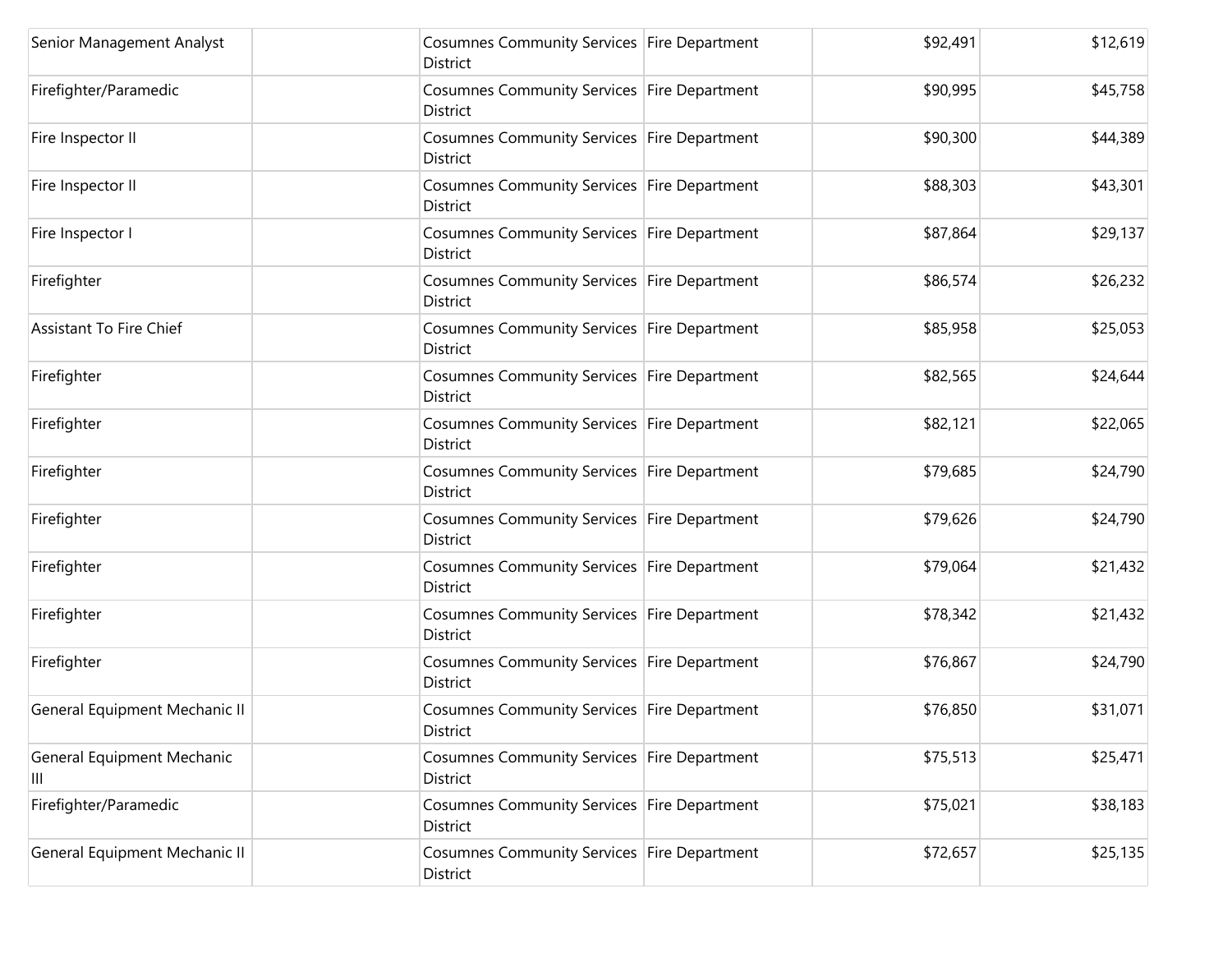| | | | | | |
|---|---|---|---|---|---|
| Senior Management Analyst | | Cosumnes Community Services District | Fire Department | $92,491 | $12,619 |
| Firefighter/Paramedic | | Cosumnes Community Services District | Fire Department | $90,995 | $45,758 |
| Fire Inspector II | | Cosumnes Community Services District | Fire Department | $90,300 | $44,389 |
| Fire Inspector II | | Cosumnes Community Services District | Fire Department | $88,303 | $43,301 |
| Fire Inspector I | | Cosumnes Community Services District | Fire Department | $87,864 | $29,137 |
| Firefighter | | Cosumnes Community Services District | Fire Department | $86,574 | $26,232 |
| Assistant To Fire Chief | | Cosumnes Community Services District | Fire Department | $85,958 | $25,053 |
| Firefighter | | Cosumnes Community Services District | Fire Department | $82,565 | $24,644 |
| Firefighter | | Cosumnes Community Services District | Fire Department | $82,121 | $22,065 |
| Firefighter | | Cosumnes Community Services District | Fire Department | $79,685 | $24,790 |
| Firefighter | | Cosumnes Community Services District | Fire Department | $79,626 | $24,790 |
| Firefighter | | Cosumnes Community Services District | Fire Department | $79,064 | $21,432 |
| Firefighter | | Cosumnes Community Services District | Fire Department | $78,342 | $21,432 |
| Firefighter | | Cosumnes Community Services District | Fire Department | $76,867 | $24,790 |
| General Equipment Mechanic II | | Cosumnes Community Services District | Fire Department | $76,850 | $31,071 |
| General Equipment Mechanic III | | Cosumnes Community Services District | Fire Department | $75,513 | $25,471 |
| Firefighter/Paramedic | | Cosumnes Community Services District | Fire Department | $75,021 | $38,183 |
| General Equipment Mechanic II | | Cosumnes Community Services District | Fire Department | $72,657 | $25,135 |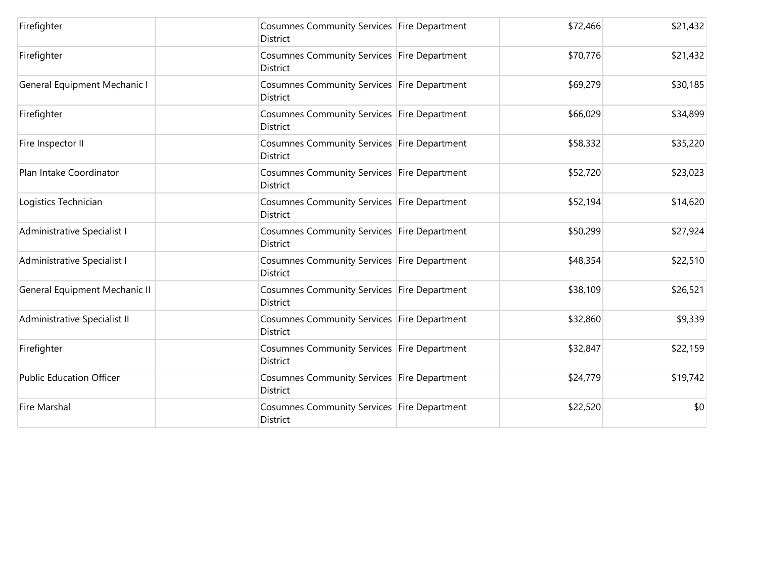| | | | | | |
|---|---|---|---|---|---|
| Firefighter | | Cosumnes Community Services District | Fire Department | $72,466 | $21,432 |
| Firefighter | | Cosumnes Community Services District | Fire Department | $70,776 | $21,432 |
| General Equipment Mechanic I | | Cosumnes Community Services District | Fire Department | $69,279 | $30,185 |
| Firefighter | | Cosumnes Community Services District | Fire Department | $66,029 | $34,899 |
| Fire Inspector II | | Cosumnes Community Services District | Fire Department | $58,332 | $35,220 |
| Plan Intake Coordinator | | Cosumnes Community Services District | Fire Department | $52,720 | $23,023 |
| Logistics Technician | | Cosumnes Community Services District | Fire Department | $52,194 | $14,620 |
| Administrative Specialist I | | Cosumnes Community Services District | Fire Department | $50,299 | $27,924 |
| Administrative Specialist I | | Cosumnes Community Services District | Fire Department | $48,354 | $22,510 |
| General Equipment Mechanic II | | Cosumnes Community Services District | Fire Department | $38,109 | $26,521 |
| Administrative Specialist II | | Cosumnes Community Services District | Fire Department | $32,860 | $9,339 |
| Firefighter | | Cosumnes Community Services District | Fire Department | $32,847 | $22,159 |
| Public Education Officer | | Cosumnes Community Services District | Fire Department | $24,779 | $19,742 |
| Fire Marshal | | Cosumnes Community Services District | Fire Department | $22,520 | $0 |